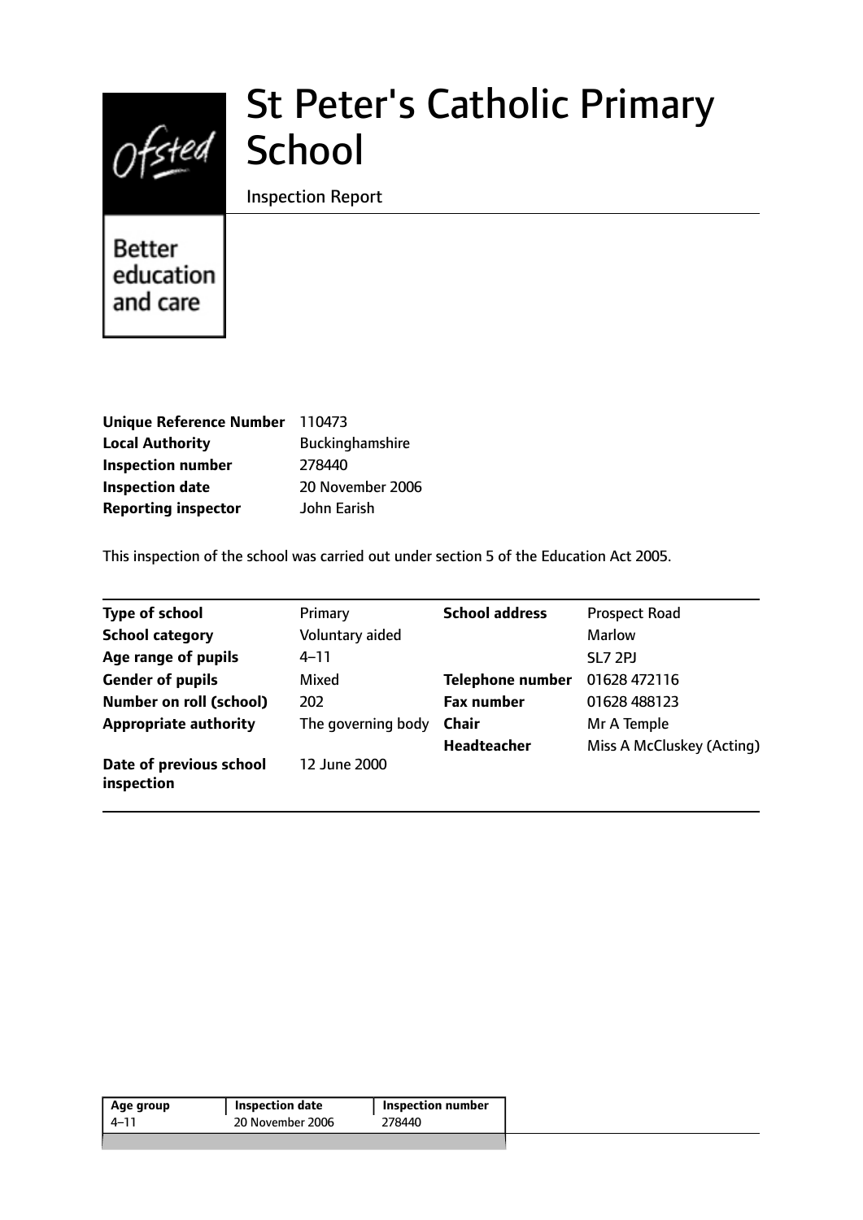# St Peter's Catholic Primary School

Inspection Report

Better education and care

| | |
|---|---|
| **Unique Reference Number** | 110473 |
| **Local Authority** | Buckinghamshire |
| **Inspection number** | 278440 |
| **Inspection date** | 20 November 2006 |
| **Reporting inspector** | John Earish |

This inspection of the school was carried out under section 5 of the Education Act 2005.

| | | | |
|---|---|---|---|
| **Type of school** | Primary | **School address** | Prospect Road |
| **School category** | Voluntary aided | | Marlow |
| **Age range of pupils** | 4–11 | | SL7 2PJ |
| **Gender of pupils** | Mixed | **Telephone number** | 01628 472116 |
| **Number on roll (school)** | 202 | **Fax number** | 01628 488123 |
| **Appropriate authority** | The governing body | **Chair** | Mr A Temple |
| | | **Headteacher** | Miss A McCluskey (Acting) |
| **Date of previous school inspection** | 12 June 2000 | | |

| Age group | Inspection date | Inspection number |
|---|---|---|
| 4–11 | 20 November 2006 | 278440 |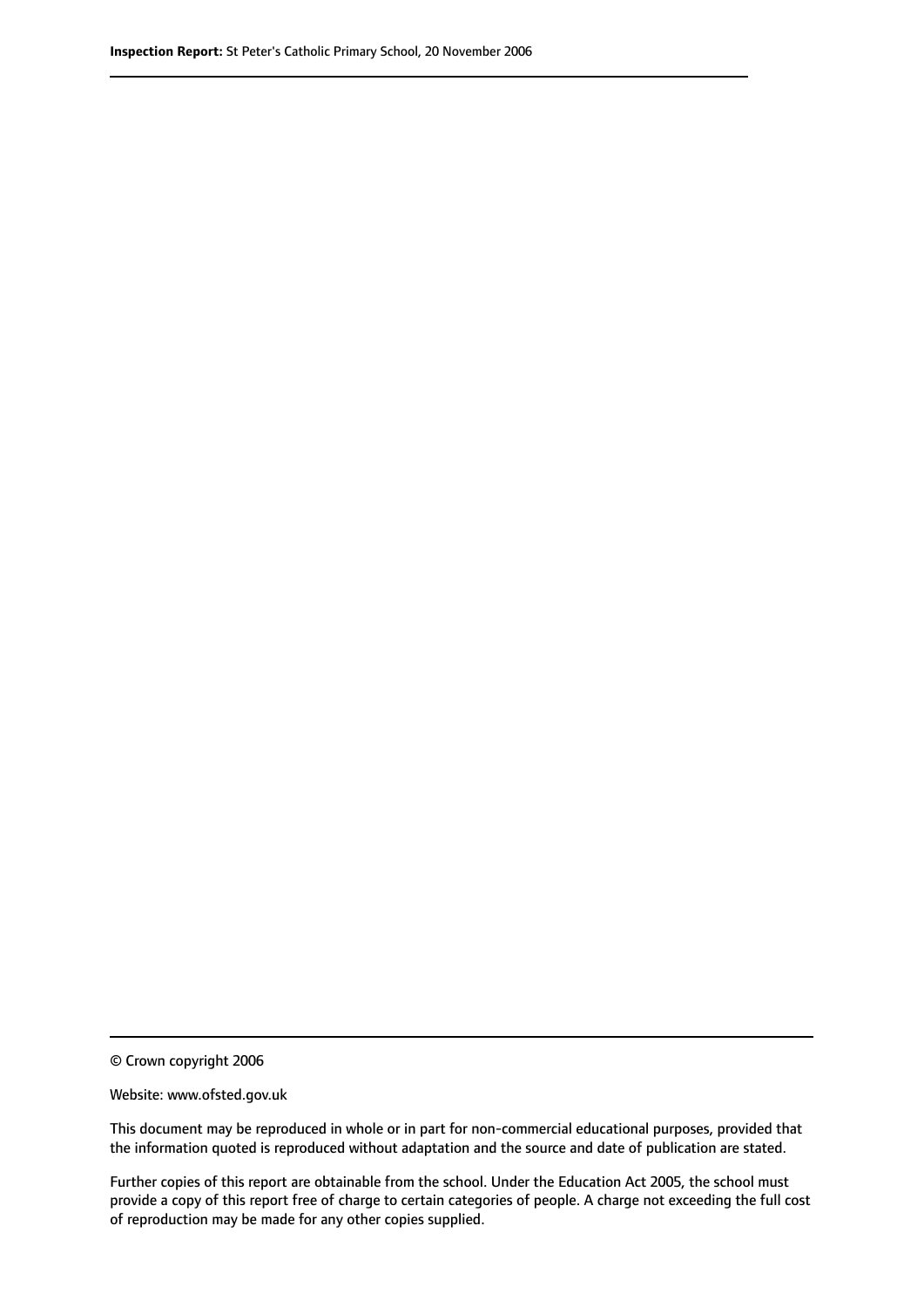© Crown copyright 2006

Website: www.ofsted.gov.uk

This document may be reproduced in whole or in part for non-commercial educational purposes, provided that the information quoted is reproduced without adaptation and the source and date of publication are stated.

Further copies of this report are obtainable from the school. Under the Education Act 2005, the school must provide a copy of this report free of charge to certain categories of people. A charge not exceeding the full cost of reproduction may be made for any other copies supplied.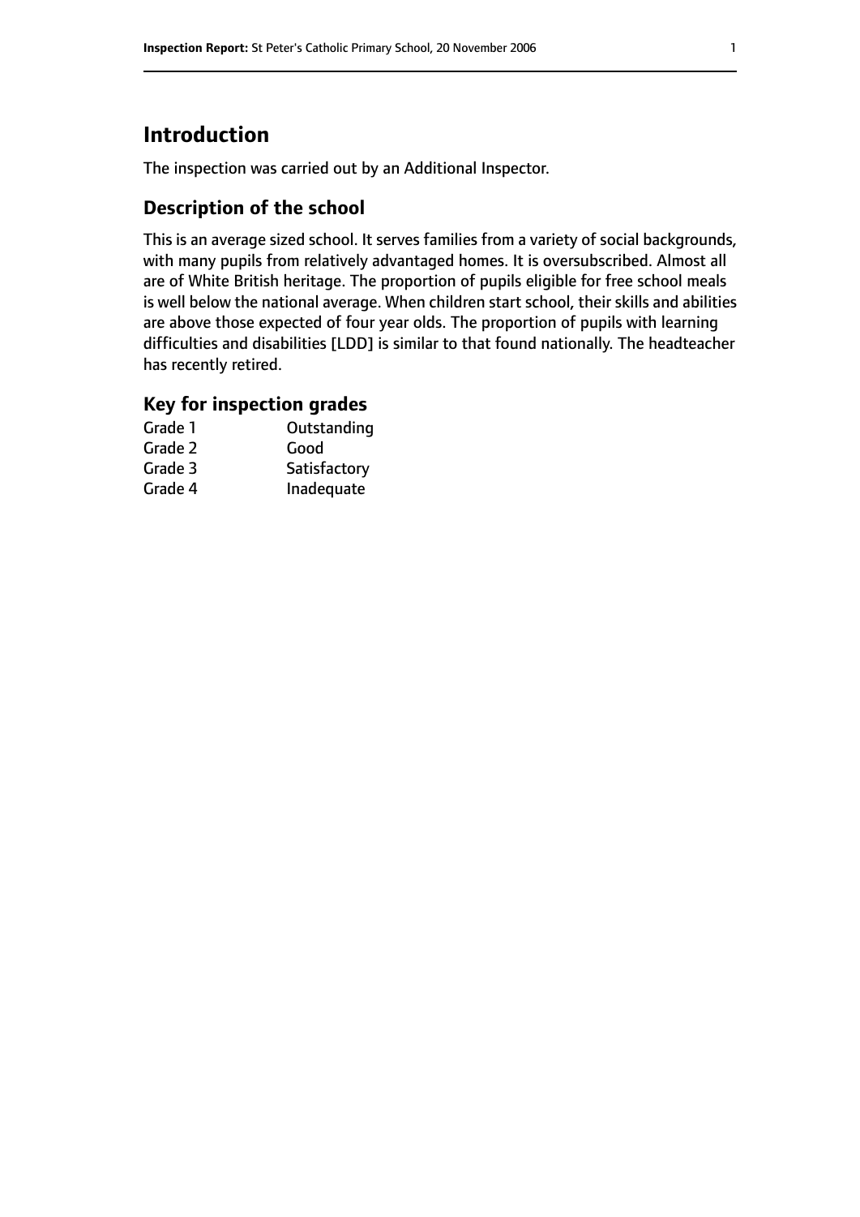# Introduction

The inspection was carried out by an Additional Inspector.

## Description of the school

This is an average sized school. It serves families from a variety of social backgrounds, with many pupils from relatively advantaged homes. It is oversubscribed. Almost all are of White British heritage. The proportion of pupils eligible for free school meals is well below the national average. When children start school, their skills and abilities are above those expected of four year olds. The proportion of pupils with learning difficulties and disabilities [LDD] is similar to that found nationally. The headteacher has recently retired.

### Key for inspection grades

| | |
|---|---|
| Grade 1 | Outstanding |
| Grade 2 | Good |
| Grade 3 | Satisfactory |
| Grade 4 | Inadequate |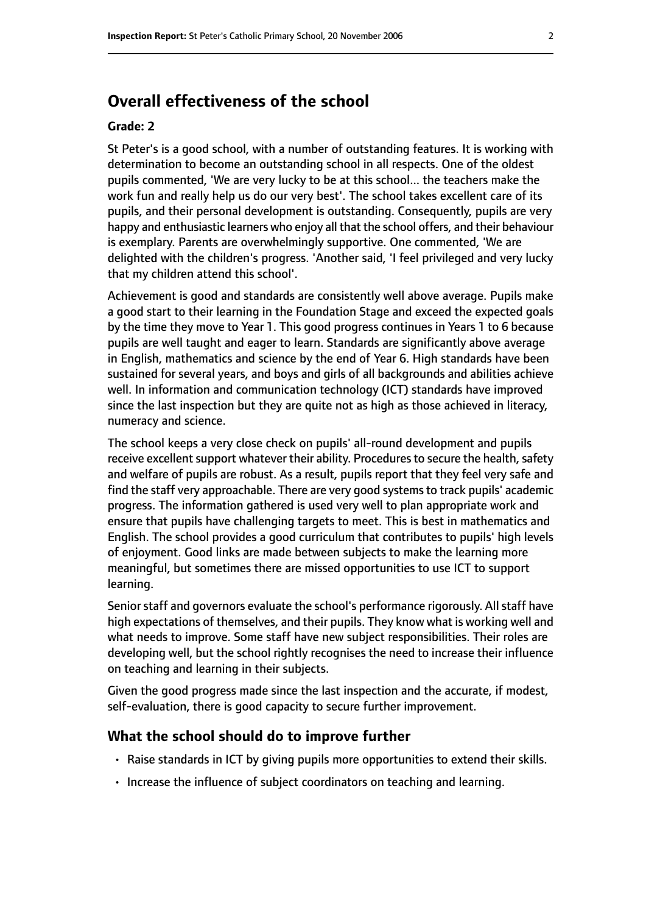## Overall effectiveness of the school

**Grade: 2**

St Peter's is a good school, with a number of outstanding features. It is working with determination to become an outstanding school in all respects. One of the oldest pupils commented, 'We are very lucky to be at this school... the teachers make the work fun and really help us do our very best'. The school takes excellent care of its pupils, and their personal development is outstanding. Consequently, pupils are very happy and enthusiastic learners who enjoy all that the school offers, and their behaviour is exemplary. Parents are overwhelmingly supportive. One commented, 'We are delighted with the children's progress. 'Another said, 'I feel privileged and very lucky that my children attend this school'.

Achievement is good and standards are consistently well above average. Pupils make a good start to their learning in the Foundation Stage and exceed the expected goals by the time they move to Year 1. This good progress continues in Years 1 to 6 because pupils are well taught and eager to learn. Standards are significantly above average in English, mathematics and science by the end of Year 6. High standards have been sustained for several years, and boys and girls of all backgrounds and abilities achieve well. In information and communication technology (ICT) standards have improved since the last inspection but they are quite not as high as those achieved in literacy, numeracy and science.

The school keeps a very close check on pupils' all-round development and pupils receive excellent support whatever their ability. Procedures to secure the health, safety and welfare of pupils are robust. As a result, pupils report that they feel very safe and find the staff very approachable. There are very good systems to track pupils' academic progress. The information gathered is used very well to plan appropriate work and ensure that pupils have challenging targets to meet. This is best in mathematics and English. The school provides a good curriculum that contributes to pupils' high levels of enjoyment. Good links are made between subjects to make the learning more meaningful, but sometimes there are missed opportunities to use ICT to support learning.

Senior staff and governors evaluate the school's performance rigorously. All staff have high expectations of themselves, and their pupils. They know what is working well and what needs to improve. Some staff have new subject responsibilities. Their roles are developing well, but the school rightly recognises the need to increase their influence on teaching and learning in their subjects.

Given the good progress made since the last inspection and the accurate, if modest, self-evaluation, there is good capacity to secure further improvement.

### What the school should do to improve further

- Raise standards in ICT by giving pupils more opportunities to extend their skills.
- Increase the influence of subject coordinators on teaching and learning.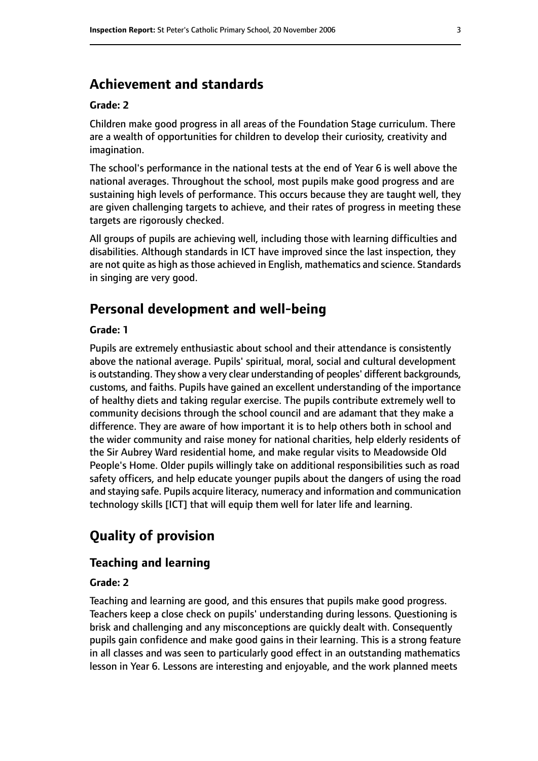## Achievement and standards

**Grade: 2**

Children make good progress in all areas of the Foundation Stage curriculum. There are a wealth of opportunities for children to develop their curiosity, creativity and imagination.

The school's performance in the national tests at the end of Year 6 is well above the national averages. Throughout the school, most pupils make good progress and are sustaining high levels of performance. This occurs because they are taught well, they are given challenging targets to achieve, and their rates of progress in meeting these targets are rigorously checked.

All groups of pupils are achieving well, including those with learning difficulties and disabilities. Although standards in ICT have improved since the last inspection, they are not quite as high as those achieved in English, mathematics and science. Standards in singing are very good.

## Personal development and well-being

**Grade: 1**

Pupils are extremely enthusiastic about school and their attendance is consistently above the national average. Pupils' spiritual, moral, social and cultural development is outstanding. They show a very clear understanding of peoples' different backgrounds, customs, and faiths. Pupils have gained an excellent understanding of the importance of healthy diets and taking regular exercise. The pupils contribute extremely well to community decisions through the school council and are adamant that they make a difference. They are aware of how important it is to help others both in school and the wider community and raise money for national charities, help elderly residents of the Sir Aubrey Ward residential home, and make regular visits to Meadowside Old People's Home. Older pupils willingly take on additional responsibilities such as road safety officers, and help educate younger pupils about the dangers of using the road and staying safe. Pupils acquire literacy, numeracy and information and communication technology skills [ICT] that will equip them well for later life and learning.

# Quality of provision

### Teaching and learning

**Grade: 2**

Teaching and learning are good, and this ensures that pupils make good progress. Teachers keep a close check on pupils' understanding during lessons. Questioning is brisk and challenging and any misconceptions are quickly dealt with. Consequently pupils gain confidence and make good gains in their learning. This is a strong feature in all classes and was seen to particularly good effect in an outstanding mathematics lesson in Year 6. Lessons are interesting and enjoyable, and the work planned meets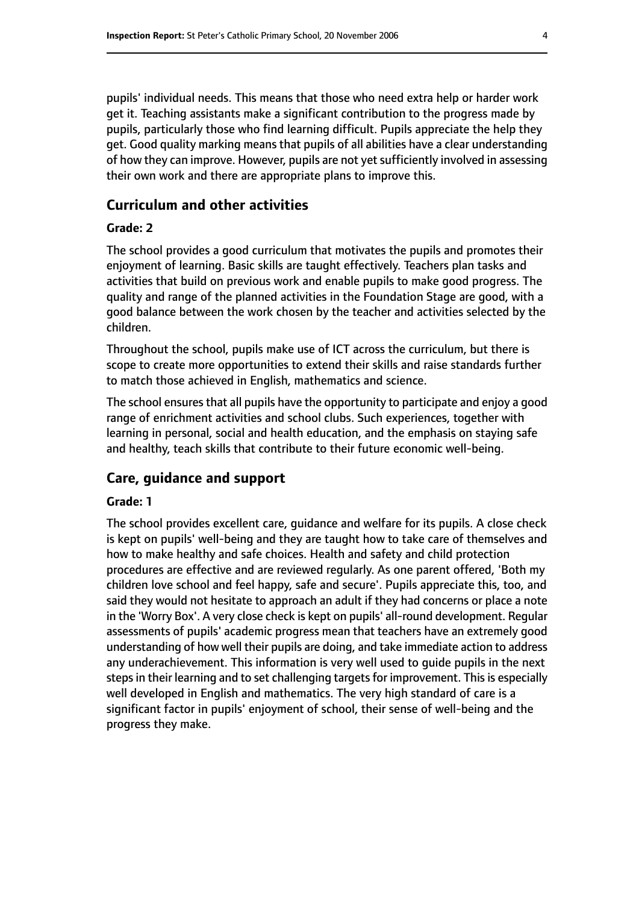pupils' individual needs. This means that those who need extra help or harder work get it. Teaching assistants make a significant contribution to the progress made by pupils, particularly those who find learning difficult. Pupils appreciate the help they get. Good quality marking means that pupils of all abilities have a clear understanding of how they can improve. However, pupils are not yet sufficiently involved in assessing their own work and there are appropriate plans to improve this.

## Curriculum and other activities

#### Grade: 2

The school provides a good curriculum that motivates the pupils and promotes their enjoyment of learning. Basic skills are taught effectively. Teachers plan tasks and activities that build on previous work and enable pupils to make good progress. The quality and range of the planned activities in the Foundation Stage are good, with a good balance between the work chosen by the teacher and activities selected by the children.

Throughout the school, pupils make use of ICT across the curriculum, but there is scope to create more opportunities to extend their skills and raise standards further to match those achieved in English, mathematics and science.

The school ensures that all pupils have the opportunity to participate and enjoy a good range of enrichment activities and school clubs. Such experiences, together with learning in personal, social and health education, and the emphasis on staying safe and healthy, teach skills that contribute to their future economic well-being.

## Care, guidance and support

#### Grade: 1

The school provides excellent care, guidance and welfare for its pupils. A close check is kept on pupils' well-being and they are taught how to take care of themselves and how to make healthy and safe choices. Health and safety and child protection procedures are effective and are reviewed regularly. As one parent offered, 'Both my children love school and feel happy, safe and secure'. Pupils appreciate this, too, and said they would not hesitate to approach an adult if they had concerns or place a note in the 'Worry Box'. A very close check is kept on pupils' all-round development. Regular assessments of pupils' academic progress mean that teachers have an extremely good understanding of how well their pupils are doing, and take immediate action to address any underachievement. This information is very well used to guide pupils in the next steps in their learning and to set challenging targets for improvement. This is especially well developed in English and mathematics. The very high standard of care is a significant factor in pupils' enjoyment of school, their sense of well-being and the progress they make.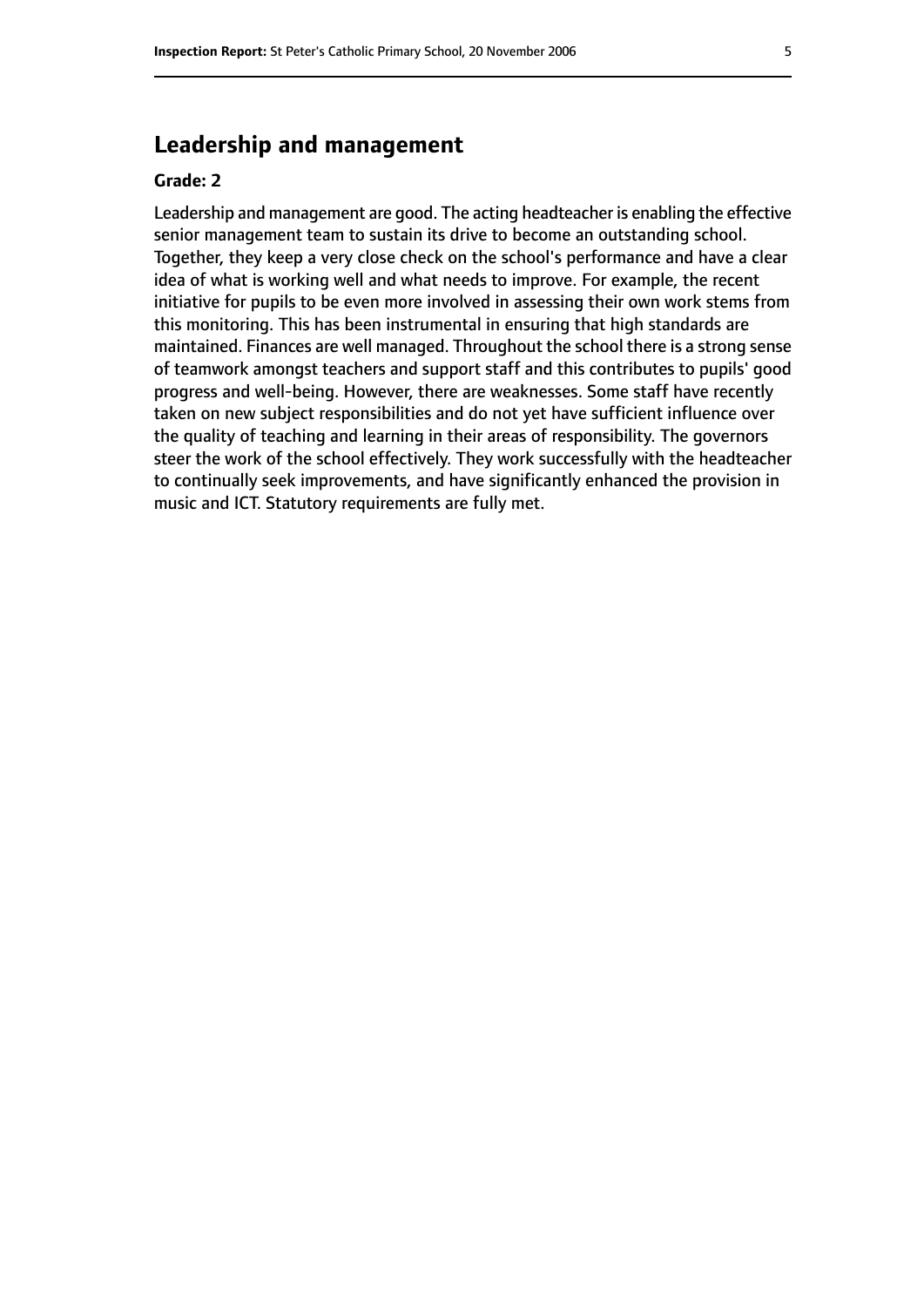## Leadership and management

### Grade: 2

Leadership and management are good. The acting headteacher is enabling the effective senior management team to sustain its drive to become an outstanding school. Together, they keep a very close check on the school's performance and have a clear idea of what is working well and what needs to improve. For example, the recent initiative for pupils to be even more involved in assessing their own work stems from this monitoring. This has been instrumental in ensuring that high standards are maintained. Finances are well managed. Throughout the school there is a strong sense of teamwork amongst teachers and support staff and this contributes to pupils' good progress and well-being. However, there are weaknesses. Some staff have recently taken on new subject responsibilities and do not yet have sufficient influence over the quality of teaching and learning in their areas of responsibility. The governors steer the work of the school effectively. They work successfully with the headteacher to continually seek improvements, and have significantly enhanced the provision in music and ICT. Statutory requirements are fully met.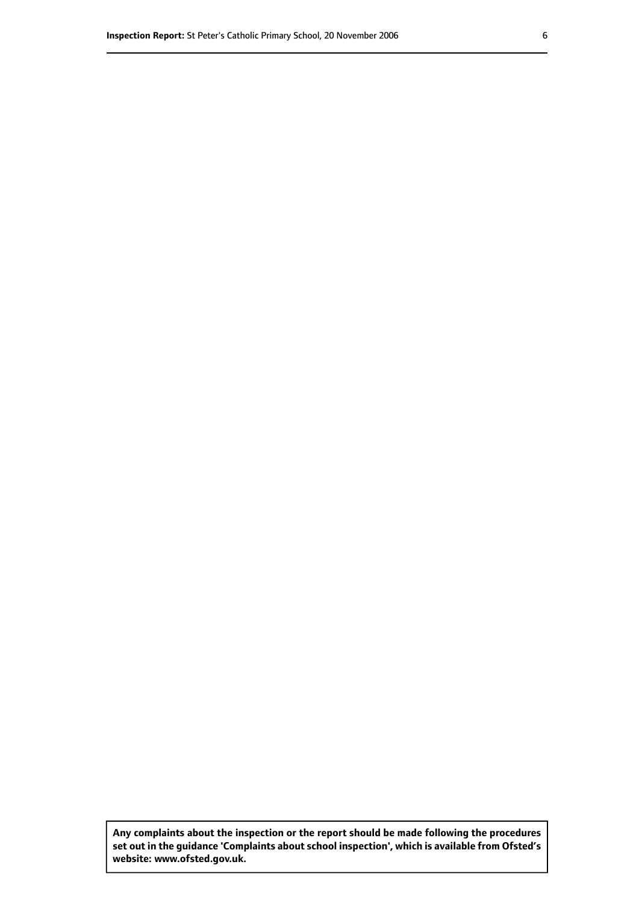**Any complaints about the inspection or the report should be made following the procedures set out in the guidance 'Complaints about school inspection', which is available from Ofsted's website: www.ofsted.gov.uk.**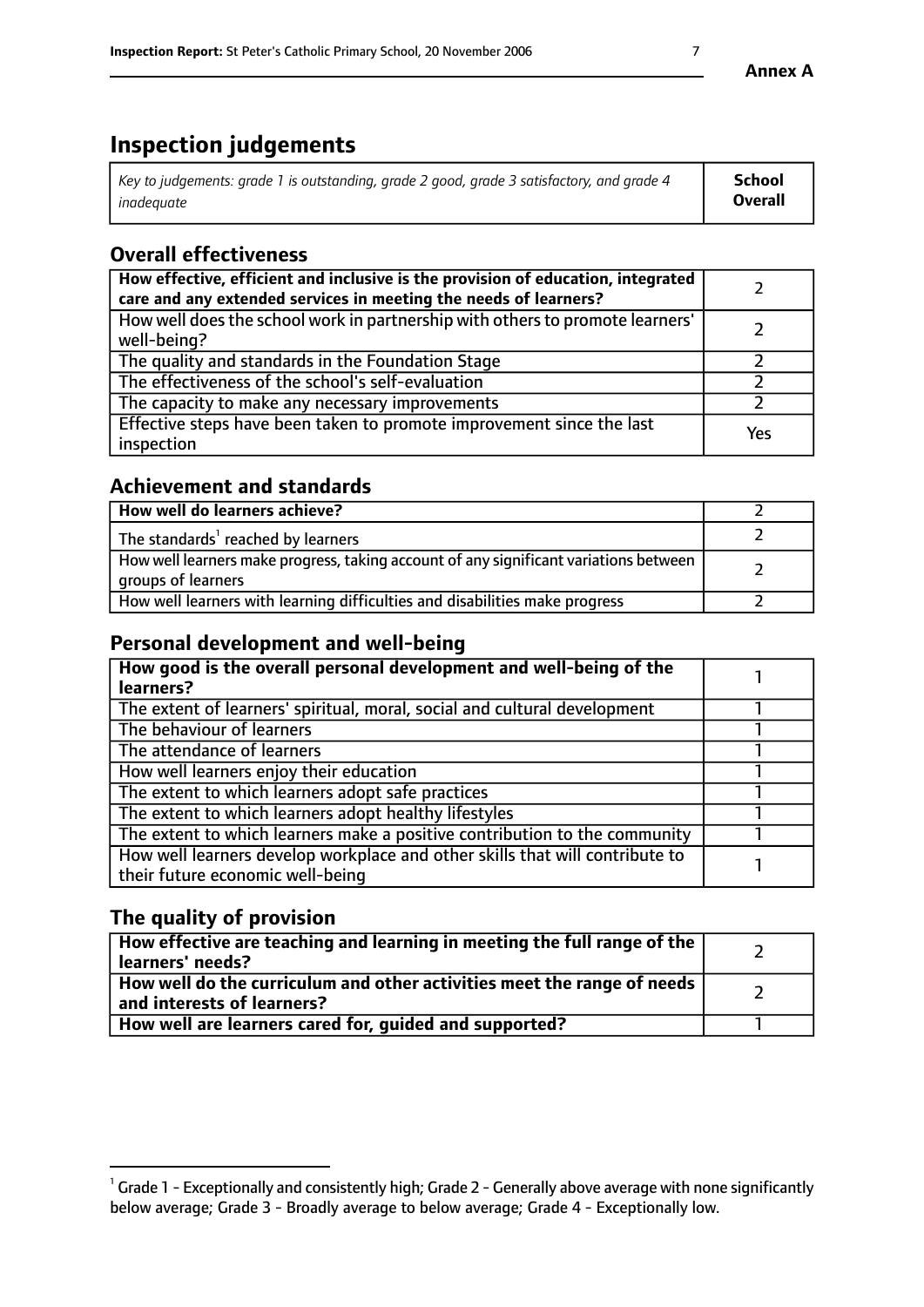# Inspection judgements

| *Key to judgements: grade 1 is outstanding, grade 2 good, grade 3 satisfactory, and grade 4 inadequate* | **School Overall** |
|---|---|

## Overall effectiveness

| | |
|---|---|
| **How effective, efficient and inclusive is the provision of education, integrated care and any extended services in meeting the needs of learners?** | 2 |
| How well does the school work in partnership with others to promote learners' well-being? | 2 |
| The quality and standards in the Foundation Stage | 2 |
| The effectiveness of the school's self-evaluation | 2 |
| The capacity to make any necessary improvements | 2 |
| Effective steps have been taken to promote improvement since the last inspection | Yes |

## Achievement and standards

| | |
|---|---|
| **How well do learners achieve?** | 2 |
| The standards[1] reached by learners | 2 |
| How well learners make progress, taking account of any significant variations between groups of learners | 2 |
| How well learners with learning difficulties and disabilities make progress | 2 |

## Personal development and well-being

| | |
|---|---|
| **How good is the overall personal development and well-being of the learners?** | 1 |
| The extent of learners' spiritual, moral, social and cultural development | 1 |
| The behaviour of learners | 1 |
| The attendance of learners | 1 |
| How well learners enjoy their education | 1 |
| The extent to which learners adopt safe practices | 1 |
| The extent to which learners adopt healthy lifestyles | 1 |
| The extent to which learners make a positive contribution to the community | 1 |
| How well learners develop workplace and other skills that will contribute to their future economic well-being | 1 |

## The quality of provision

| | |
|---|---|
| **How effective are teaching and learning in meeting the full range of the learners' needs?** | 2 |
| **How well do the curriculum and other activities meet the range of needs and interests of learners?** | 2 |
| **How well are learners cared for, guided and supported?** | 1 |

[1] Grade 1 - Exceptionally and consistently high; Grade 2 - Generally above average with none significantly below average; Grade 3 - Broadly average to below average; Grade 4 - Exceptionally low.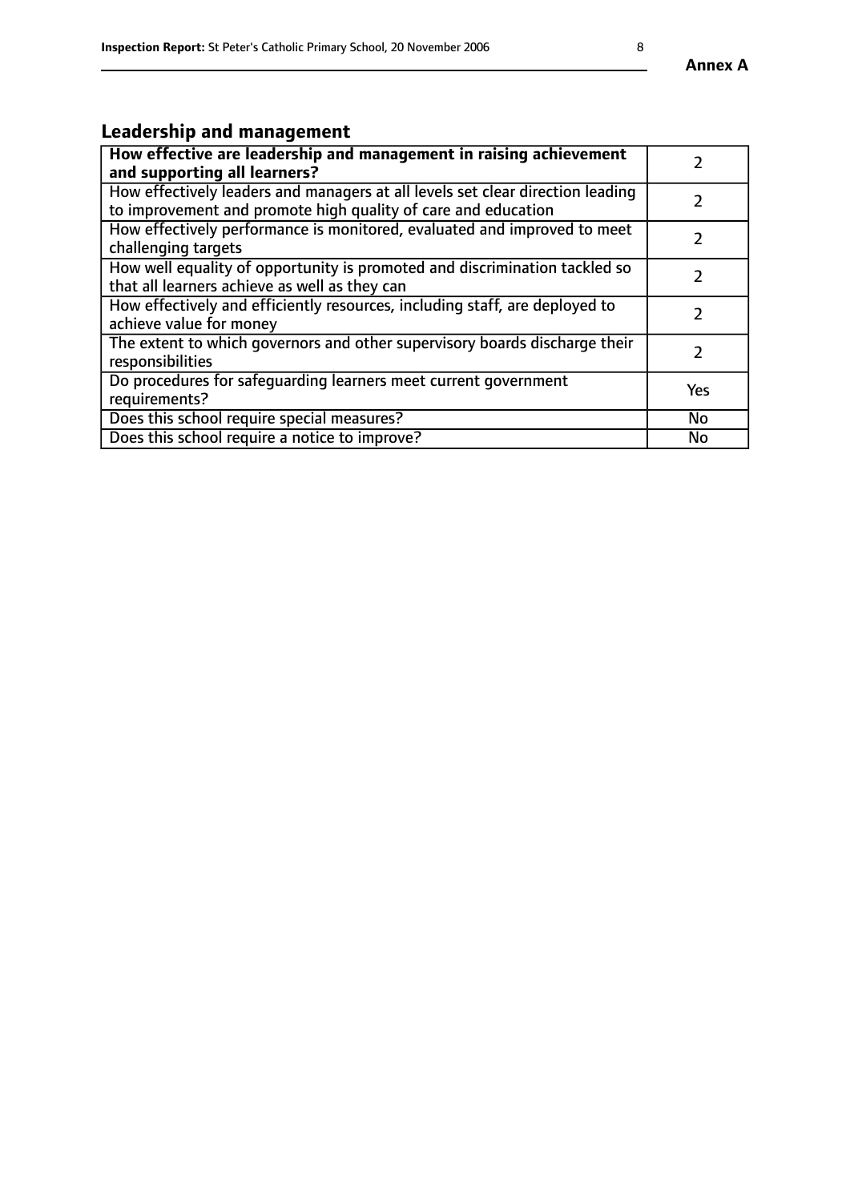## Leadership and management

| **How effective are leadership and management in raising achievement and supporting all learners?** | 2 |
|---|---|
| How effectively leaders and managers at all levels set clear direction leading to improvement and promote high quality of care and education | 2 |
| How effectively performance is monitored, evaluated and improved to meet challenging targets | 2 |
| How well equality of opportunity is promoted and discrimination tackled so that all learners achieve as well as they can | 2 |
| How effectively and efficiently resources, including staff, are deployed to achieve value for money | 2 |
| The extent to which governors and other supervisory boards discharge their responsibilities | 2 |
| Do procedures for safeguarding learners meet current government requirements? | Yes |
| Does this school require special measures? | No |
| Does this school require a notice to improve? | No |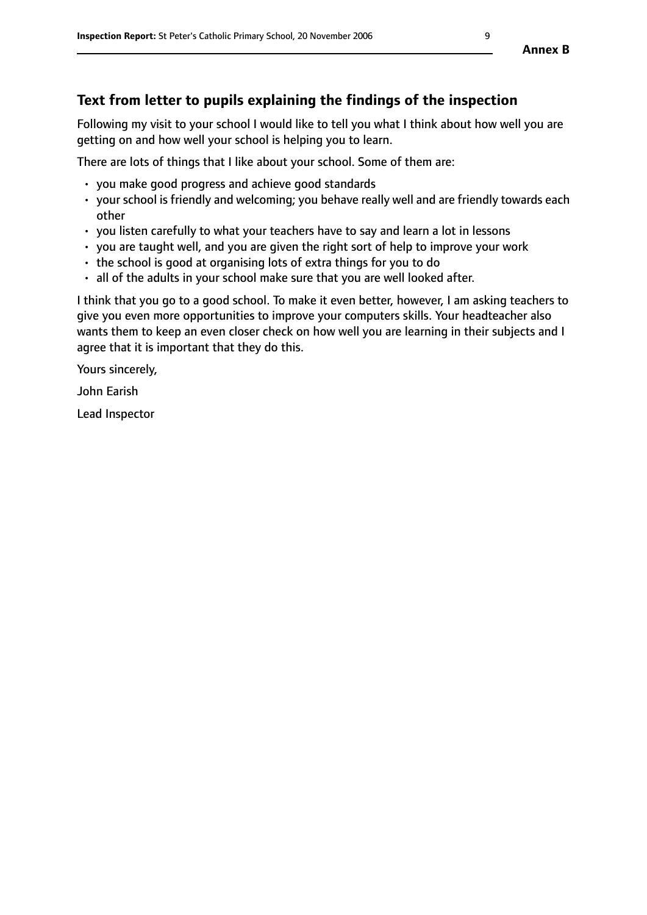## Text from letter to pupils explaining the findings of the inspection

Following my visit to your school I would like to tell you what I think about how well you are getting on and how well your school is helping you to learn.

There are lots of things that I like about your school. Some of them are:

- you make good progress and achieve good standards
- your school is friendly and welcoming; you behave really well and are friendly towards each other
- you listen carefully to what your teachers have to say and learn a lot in lessons
- you are taught well, and you are given the right sort of help to improve your work
- the school is good at organising lots of extra things for you to do
- all of the adults in your school make sure that you are well looked after.

I think that you go to a good school. To make it even better, however, I am asking teachers to give you even more opportunities to improve your computers skills. Your headteacher also wants them to keep an even closer check on how well you are learning in their subjects and I agree that it is important that they do this.

Yours sincerely,

John Earish

Lead Inspector